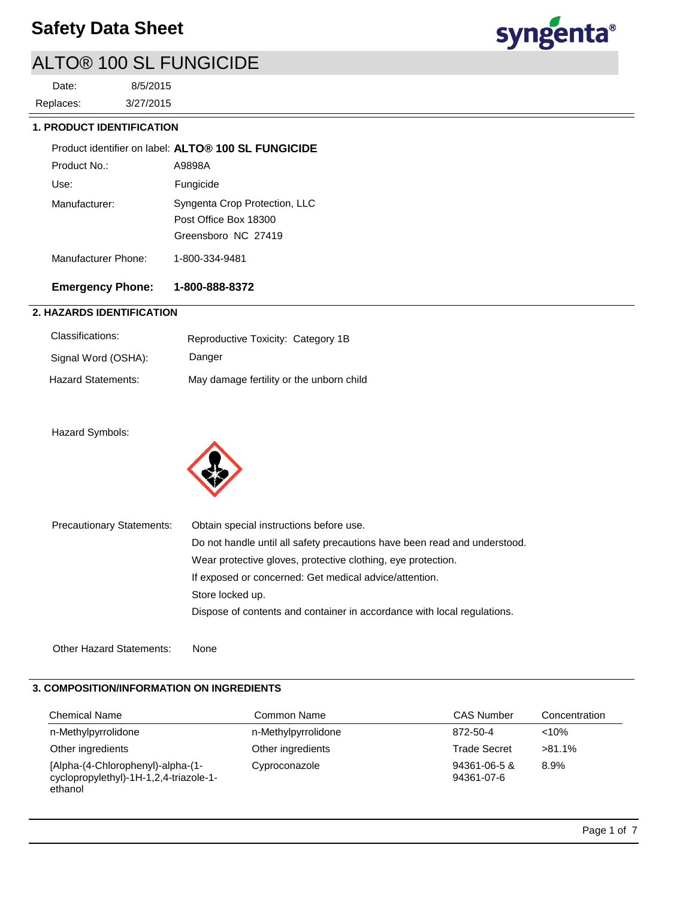# Safety Data Sheet

## ALTO® 100 SL FUNGICIDE

Date: 8/5/2015
Replaces: 3/27/2015

### 1. PRODUCT IDENTIFICATION

Product identifier on label: **ALTO® 100 SL FUNGICIDE**

Product No.: A9898A

Use: Fungicide

Manufacturer: Syngenta Crop Protection, LLC
Post Office Box 18300
Greensboro NC 27419

Manufacturer Phone: 1-800-334-9481

**Emergency Phone: 1-800-888-8372**

### 2. HAZARDS IDENTIFICATION

Classifications: Reproductive Toxicity: Category 1B

Signal Word (OSHA): Danger

Hazard Statements: May damage fertility or the unborn child

Hazard Symbols:

Precautionary Statements:
Obtain special instructions before use.
Do not handle until all safety precautions have been read and understood.
Wear protective gloves, protective clothing, eye protection.
If exposed or concerned: Get medical advice/attention.
Store locked up.
Dispose of contents and container in accordance with local regulations.

Other Hazard Statements: None

### 3. COMPOSITION/INFORMATION ON INGREDIENTS

| Chemical Name | Common Name | CAS Number | Concentration |
|---|---|---|---|
| n-Methylpyrrolidone | n-Methylpyrrolidone | 872-50-4 | <10% |
| Other ingredients | Other ingredients | Trade Secret | >81.1% |
| [Alpha-(4-Chlorophenyl)-alpha-(1-cyclopropylethyl)-1H-1,2,4-triazole-1-ethanol | Cyproconazole | 94361-06-5 & 94361-07-6 | 8.9% |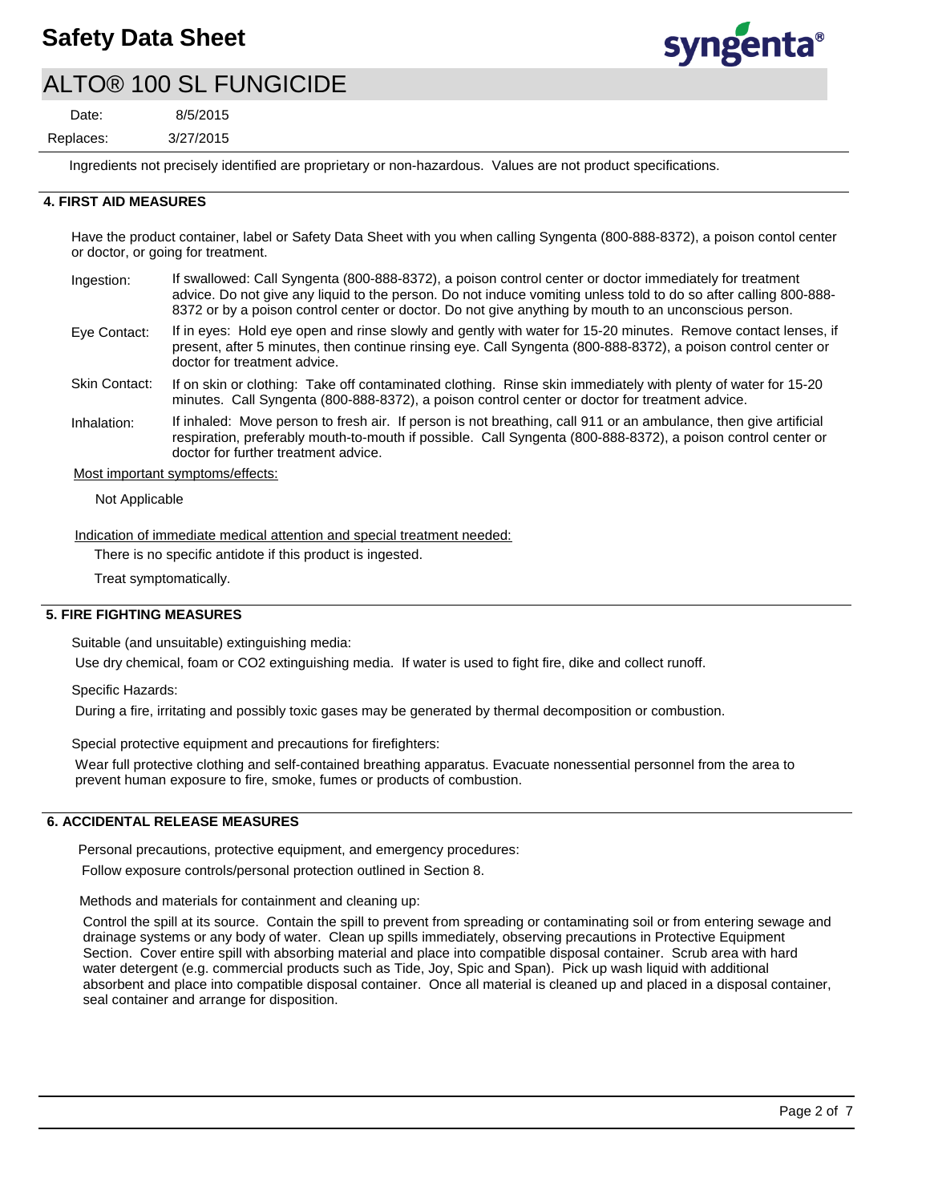Ingredients not precisely identified are proprietary or non-hazardous. Values are not product specifications.

## 4. FIRST AID MEASURES

Have the product container, label or Safety Data Sheet with you when calling Syngenta (800-888-8372), a poison contol center or doctor, or going for treatment.

**Ingestion:** If swallowed: Call Syngenta (800-888-8372), a poison control center or doctor immediately for treatment advice. Do not give any liquid to the person. Do not induce vomiting unless told to do so after calling 800-888-8372 or by a poison control center or doctor. Do not give anything by mouth to an unconscious person.

**Eye Contact:** If in eyes: Hold eye open and rinse slowly and gently with water for 15-20 minutes. Remove contact lenses, if present, after 5 minutes, then continue rinsing eye. Call Syngenta (800-888-8372), a poison control center or doctor for treatment advice.

**Skin Contact:** If on skin or clothing: Take off contaminated clothing. Rinse skin immediately with plenty of water for 15-20 minutes. Call Syngenta (800-888-8372), a poison control center or doctor for treatment advice.

**Inhalation:** If inhaled: Move person to fresh air. If person is not breathing, call 911 or an ambulance, then give artificial respiration, preferably mouth-to-mouth if possible. Call Syngenta (800-888-8372), a poison control center or doctor for further treatment advice.

Most important symptoms/effects:

Not Applicable

Indication of immediate medical attention and special treatment needed:

There is no specific antidote if this product is ingested.

Treat symptomatically.

## 5. FIRE FIGHTING MEASURES

Suitable (and unsuitable) extinguishing media:

Use dry chemical, foam or CO2 extinguishing media. If water is used to fight fire, dike and collect runoff.

Specific Hazards:

During a fire, irritating and possibly toxic gases may be generated by thermal decomposition or combustion.

Special protective equipment and precautions for firefighters:

Wear full protective clothing and self-contained breathing apparatus. Evacuate nonessential personnel from the area to prevent human exposure to fire, smoke, fumes or products of combustion.

## 6. ACCIDENTAL RELEASE MEASURES

Personal precautions, protective equipment, and emergency procedures:

Follow exposure controls/personal protection outlined in Section 8.

Methods and materials for containment and cleaning up:

Control the spill at its source. Contain the spill to prevent from spreading or contaminating soil or from entering sewage and drainage systems or any body of water. Clean up spills immediately, observing precautions in Protective Equipment Section. Cover entire spill with absorbing material and place into compatible disposal container. Scrub area with hard water detergent (e.g. commercial products such as Tide, Joy, Spic and Span). Pick up wash liquid with additional absorbent and place into compatible disposal container. Once all material is cleaned up and placed in a disposal container, seal container and arrange for disposition.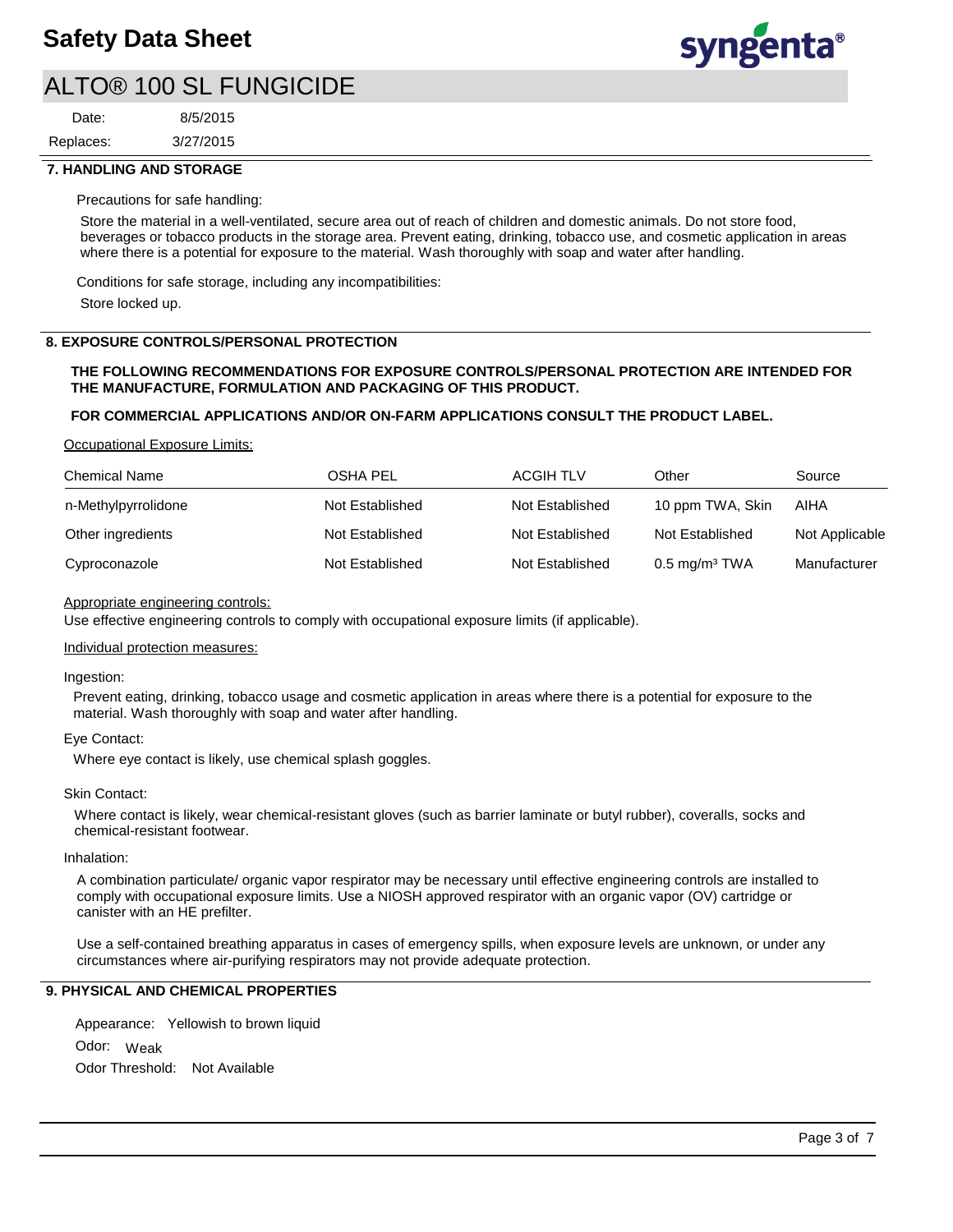## 7. HANDLING AND STORAGE

Precautions for safe handling:

Store the material in a well-ventilated, secure area out of reach of children and domestic animals. Do not store food, beverages or tobacco products in the storage area. Prevent eating, drinking, tobacco use, and cosmetic application in areas where there is a potential for exposure to the material. Wash thoroughly with soap and water after handling.

Conditions for safe storage, including any incompatibilities:

Store locked up.

## 8. EXPOSURE CONTROLS/PERSONAL PROTECTION

**THE FOLLOWING RECOMMENDATIONS FOR EXPOSURE CONTROLS/PERSONAL PROTECTION ARE INTENDED FOR THE MANUFACTURE, FORMULATION AND PACKAGING OF THIS PRODUCT.**

**FOR COMMERCIAL APPLICATIONS AND/OR ON-FARM APPLICATIONS CONSULT THE PRODUCT LABEL.**

Occupational Exposure Limits:

| Chemical Name | OSHA PEL | ACGIH TLV | Other | Source |
|---|---|---|---|---|
| n-Methylpyrrolidone | Not Established | Not Established | 10 ppm TWA, Skin | AIHA |
| Other ingredients | Not Established | Not Established | Not Established | Not Applicable |
| Cyproconazole | Not Established | Not Established | 0.5 mg/m³ TWA | Manufacturer |

Appropriate engineering controls:

Use effective engineering controls to comply with occupational exposure limits (if applicable).

Individual protection measures:

Ingestion:

Prevent eating, drinking, tobacco usage and cosmetic application in areas where there is a potential for exposure to the material. Wash thoroughly with soap and water after handling.

Eye Contact:

Where eye contact is likely, use chemical splash goggles.

Skin Contact:

Where contact is likely, wear chemical-resistant gloves (such as barrier laminate or butyl rubber), coveralls, socks and chemical-resistant footwear.

Inhalation:

A combination particulate/ organic vapor respirator may be necessary until effective engineering controls are installed to comply with occupational exposure limits. Use a NIOSH approved respirator with an organic vapor (OV) cartridge or canister with an HE prefilter.

Use a self-contained breathing apparatus in cases of emergency spills, when exposure levels are unknown, or under any circumstances where air-purifying respirators may not provide adequate protection.

## 9. PHYSICAL AND CHEMICAL PROPERTIES

Appearance: Yellowish to brown liquid

Odor: Weak

Odor Threshold: Not Available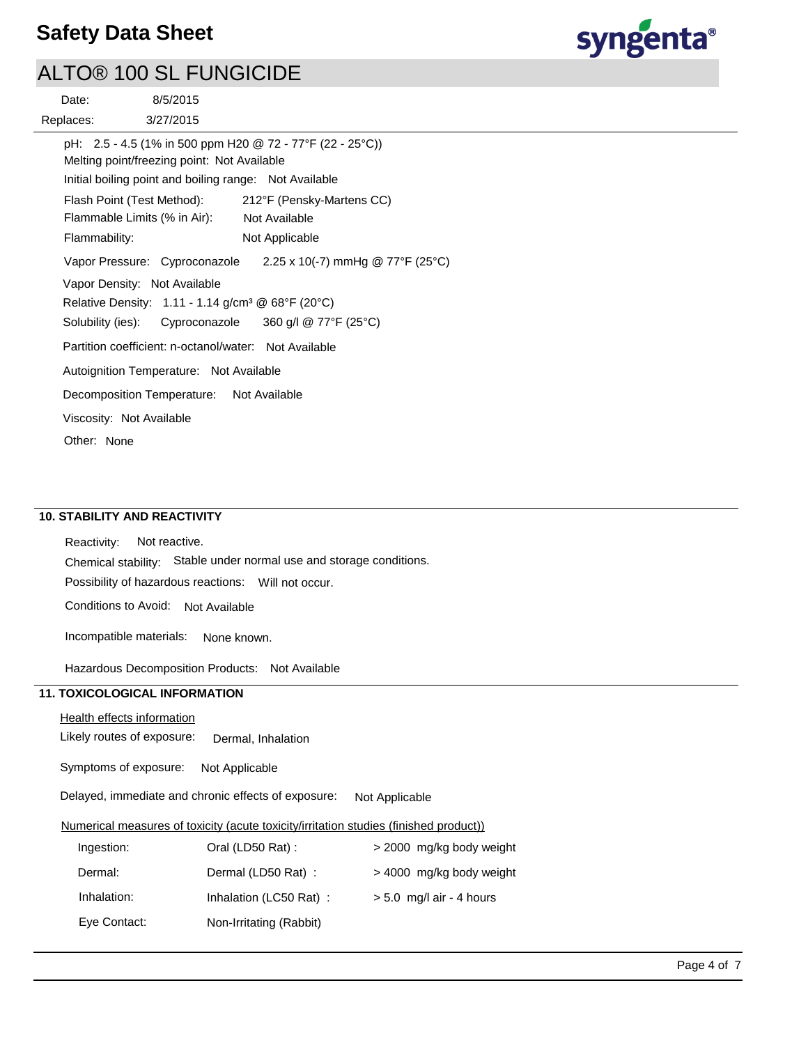pH: 2.5 - 4.5 (1% in 500 ppm H20 @ 72 - 77°F (22 - 25°C))

Melting point/freezing point: Not Available

Initial boiling point and boiling range: Not Available

Flash Point (Test Method): 212°F (Pensky-Martens CC)

Flammable Limits (% in Air): Not Available

Flammability: Not Applicable

Vapor Pressure: Cyproconazole 2.25 x 10(-7) mmHg @ 77°F (25°C)

Vapor Density: Not Available

Relative Density: 1.11 - 1.14 g/cm³ @ 68°F (20°C)

Solubility (ies): Cyproconazole 360 g/l @ 77°F (25°C)

Partition coefficient: n-octanol/water: Not Available

Autoignition Temperature: Not Available

Decomposition Temperature: Not Available

Viscosity: Not Available

Other: None

## 10. STABILITY AND REACTIVITY

Reactivity: Not reactive.

Chemical stability: Stable under normal use and storage conditions.

Possibility of hazardous reactions: Will not occur.

Conditions to Avoid: Not Available

Incompatible materials: None known.

Hazardous Decomposition Products: Not Available

## 11. TOXICOLOGICAL INFORMATION

Health effects information

Likely routes of exposure: Dermal, Inhalation

Symptoms of exposure: Not Applicable

Delayed, immediate and chronic effects of exposure: Not Applicable

Numerical measures of toxicity (acute toxicity/irritation studies (finished product))

| | | |
|---|---|---|
| Ingestion: | Oral (LD50 Rat) : | > 2000 mg/kg body weight |
| Dermal: | Dermal (LD50 Rat) : | > 4000 mg/kg body weight |
| Inhalation: | Inhalation (LC50 Rat) : | > 5.0 mg/l air - 4 hours |
| Eye Contact: | Non-Irritating (Rabbit) | |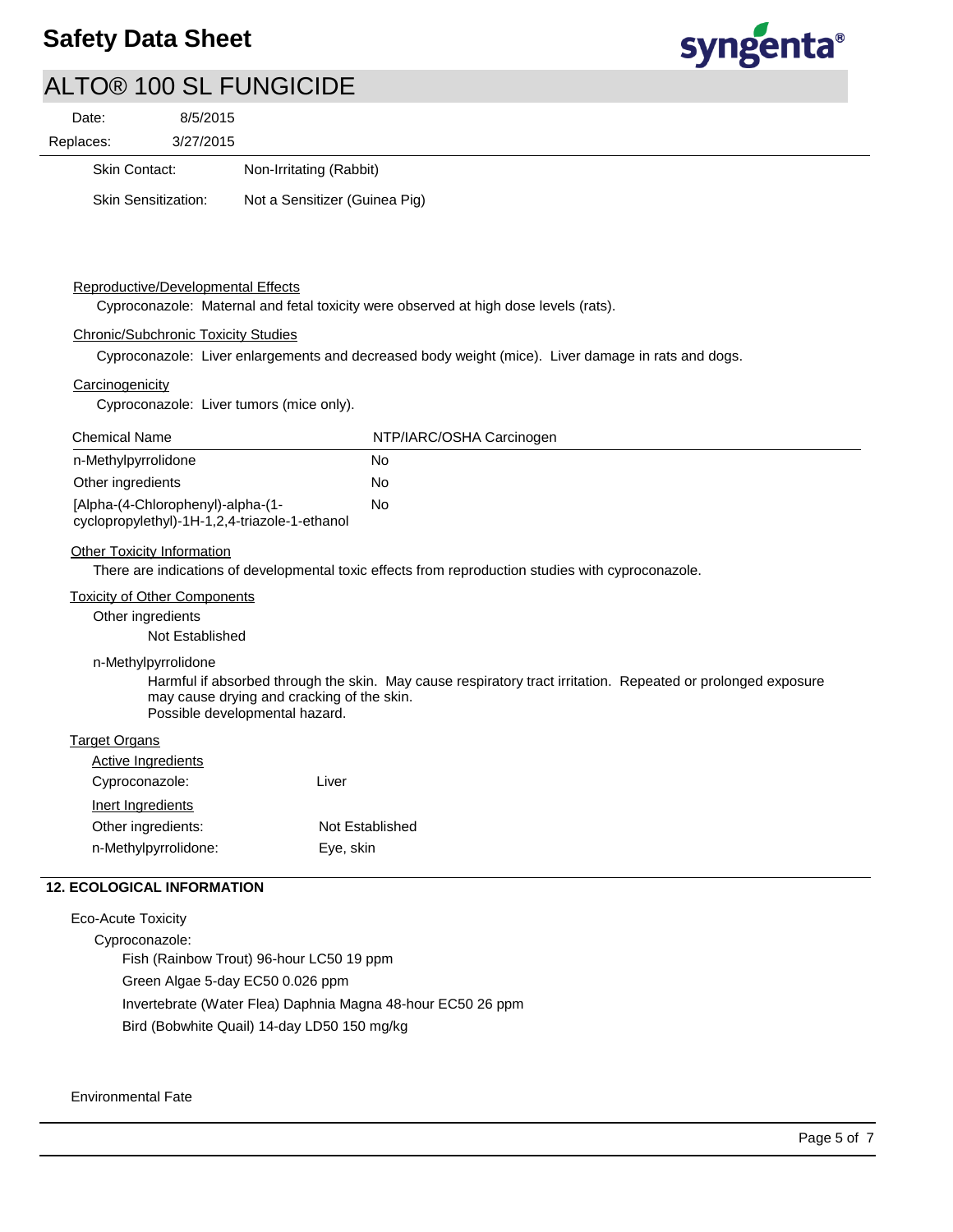| | |
|---|---|
| Skin Contact: | Non-Irritating (Rabbit) |
| Skin Sensitization: | Not a Sensitizer (Guinea Pig) |

Reproductive/Developmental Effects

Cyproconazole: Maternal and fetal toxicity were observed at high dose levels (rats).

Chronic/Subchronic Toxicity Studies

Cyproconazole: Liver enlargements and decreased body weight (mice). Liver damage in rats and dogs.

Carcinogenicity

Cyproconazole: Liver tumors (mice only).

| Chemical Name | NTP/IARC/OSHA Carcinogen |
|---|---|
| n-Methylpyrrolidone | No |
| Other ingredients | No |
| [Alpha-(4-Chlorophenyl)-alpha-(1-cyclopropylethyl)-1H-1,2,4-triazole-1-ethanol | No |

Other Toxicity Information

There are indications of developmental toxic effects from reproduction studies with cyproconazole.

Toxicity of Other Components

Other ingredients

Not Established

n-Methylpyrrolidone

Harmful if absorbed through the skin. May cause respiratory tract irritation. Repeated or prolonged exposure may cause drying and cracking of the skin.
Possible developmental hazard.

Target Organs

Active Ingredients

| | |
|---|---|
| Cyproconazole: | Liver |

Inert Ingredients

| | |
|---|---|
| Other ingredients: | Not Established |
| n-Methylpyrrolidone: | Eye, skin |

## 12. ECOLOGICAL INFORMATION

Eco-Acute Toxicity

Cyproconazole:

Fish (Rainbow Trout) 96-hour LC50 19 ppm

Green Algae 5-day EC50 0.026 ppm

Invertebrate (Water Flea) Daphnia Magna 48-hour EC50 26 ppm

Bird (Bobwhite Quail) 14-day LD50 150 mg/kg

Environmental Fate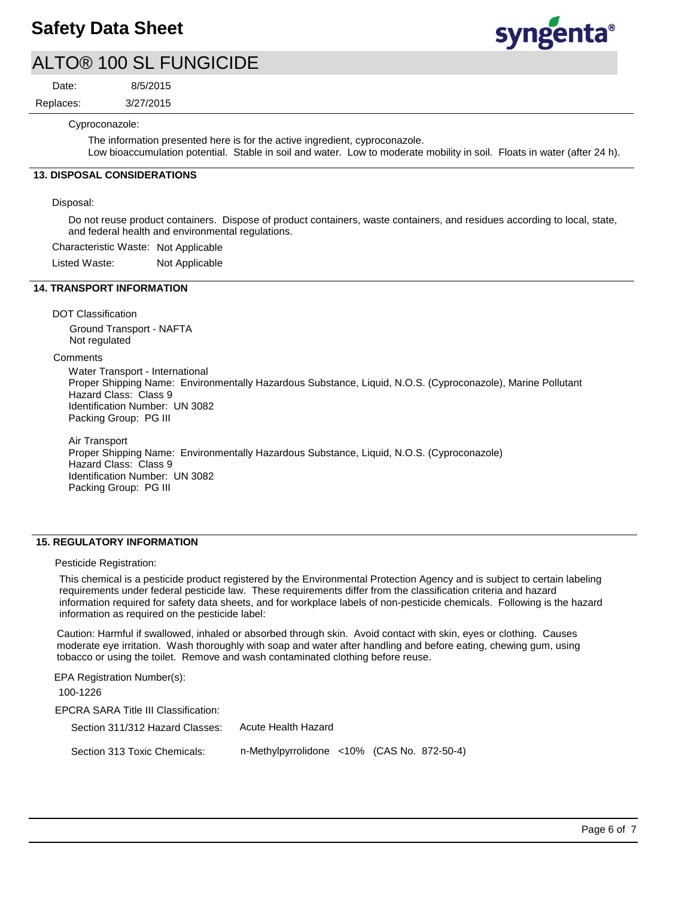Cyproconazole:

The information presented here is for the active ingredient, cyproconazole.
Low bioaccumulation potential. Stable in soil and water. Low to moderate mobility in soil. Floats in water (after 24 h).

## 13. DISPOSAL CONSIDERATIONS

Disposal:

Do not reuse product containers. Dispose of product containers, waste containers, and residues according to local, state, and federal health and environmental regulations.

Characteristic Waste: Not Applicable

Listed Waste: Not Applicable

## 14. TRANSPORT INFORMATION

DOT Classification

Ground Transport - NAFTA
Not regulated

Comments

Water Transport - International
Proper Shipping Name: Environmentally Hazardous Substance, Liquid, N.O.S. (Cyproconazole), Marine Pollutant
Hazard Class: Class 9
Identification Number: UN 3082
Packing Group: PG III

Air Transport
Proper Shipping Name: Environmentally Hazardous Substance, Liquid, N.O.S. (Cyproconazole)
Hazard Class: Class 9
Identification Number: UN 3082
Packing Group: PG III

## 15. REGULATORY INFORMATION

Pesticide Registration:

This chemical is a pesticide product registered by the Environmental Protection Agency and is subject to certain labeling requirements under federal pesticide law. These requirements differ from the classification criteria and hazard information required for safety data sheets, and for workplace labels of non-pesticide chemicals. Following is the hazard information as required on the pesticide label:

Caution: Harmful if swallowed, inhaled or absorbed through skin. Avoid contact with skin, eyes or clothing. Causes moderate eye irritation. Wash thoroughly with soap and water after handling and before eating, chewing gum, using tobacco or using the toilet. Remove and wash contaminated clothing before reuse.

EPA Registration Number(s):

100-1226

EPCRA SARA Title III Classification:

Section 311/312 Hazard Classes: Acute Health Hazard

Section 313 Toxic Chemicals: n-Methylpyrrolidone <10% (CAS No. 872-50-4)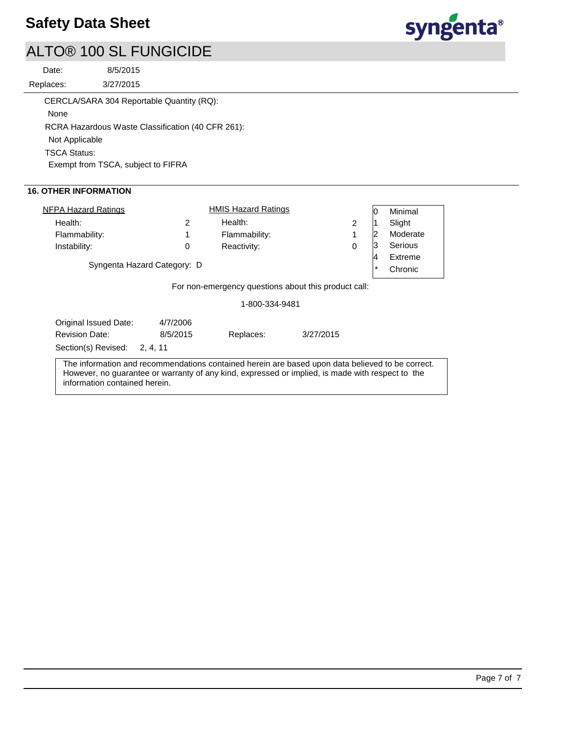CERCLA/SARA 304 Reportable Quantity (RQ):

None

RCRA Hazardous Waste Classification (40 CFR 261):

Not Applicable

TSCA Status:

Exempt from TSCA, subject to FIFRA

## 16. OTHER INFORMATION

| NFPA Hazard Ratings | | HMIS Hazard Ratings | | | |
|---|---|---|---|---|---|
| Health: | 2 | Health: | 2 | 0 | Minimal |
| Flammability: | 1 | Flammability: | 1 | 1 | Slight |
| Instability: | 0 | Reactivity: | 0 | 2 | Moderate |
| | | | | 3 | Serious |
| | | | | 4 | Extreme |
| | | | | * | Chronic |

Syngenta Hazard Category: D

For non-emergency questions about this product call:

1-800-334-9481

Original Issued Date: 4/7/2006

Revision Date: 8/5/2015 Replaces: 3/27/2015

Section(s) Revised: 2, 4, 11

The information and recommendations contained herein are based upon data believed to be correct. However, no guarantee or warranty of any kind, expressed or implied, is made with respect to the information contained herein.